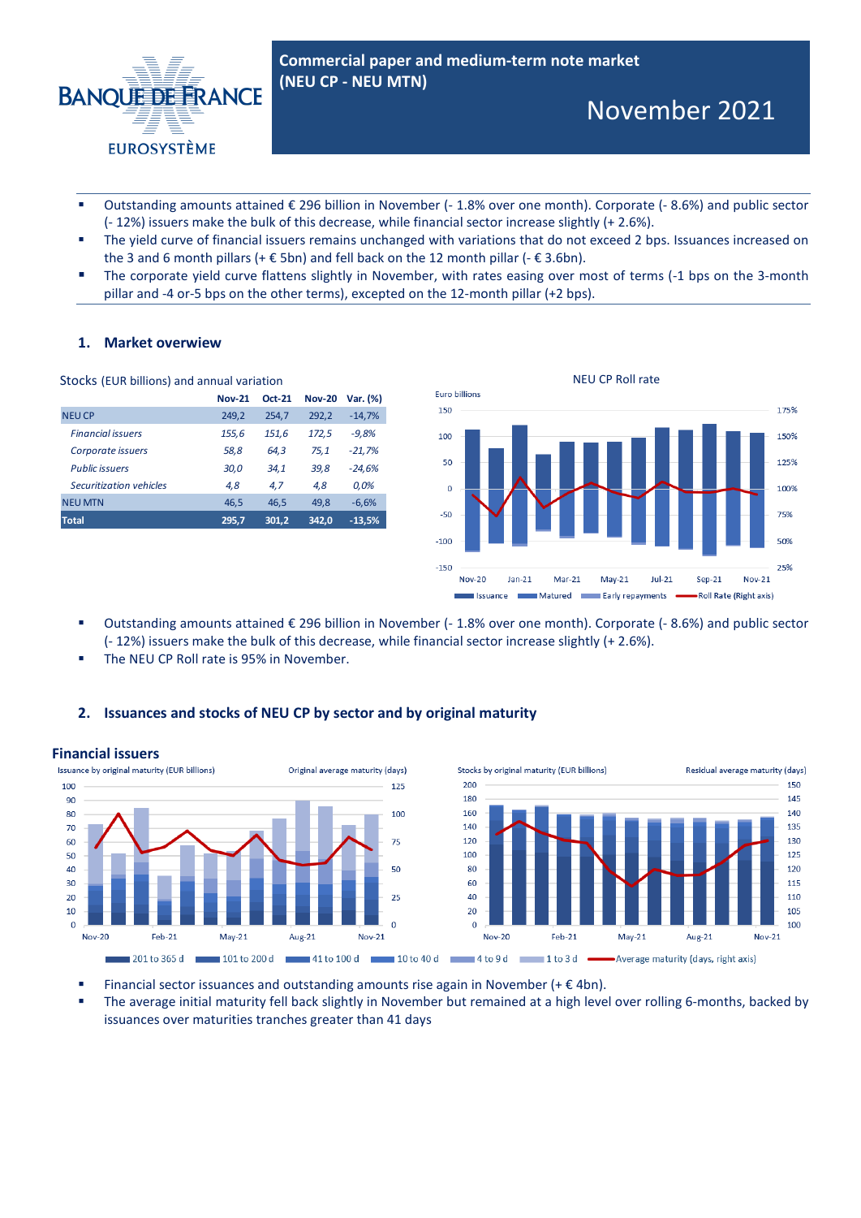# Commercial paper and medium-term note market (NEU CP - NEU MTN)

## November 2021

- Outstanding amounts attained € 296 billion in November (- 1.8% over one month). Corporate (- 8.6%) and public sector (- 12%) issuers make the bulk of this decrease, while financial sector increase slightly (+ 2.6%).
- The yield curve of financial issuers remains unchanged with variations that do not exceed 2 bps. Issuances increased on the 3 and 6 month pillars (+ € 5bn) and fell back on the 12 month pillar (- € 3.6bn).
- The corporate yield curve flattens slightly in November, with rates easing over most of terms (-1 bps on the 3-month pillar and -4 or-5 bps on the other terms), excepted on the 12-month pillar (+2 bps).

### 1. Market overwiew

Stocks (EUR billions) and annual variation

| | Nov-21 | Oct-21 | Nov-20 | Var. (%) |
|---|---|---|---|---|
| NEU CP | 249,2 | 254,7 | 292,2 | -14,7% |
| *Financial issuers* | *155,6* | *151,6* | *172,5* | *-9,8%* |
| *Corporate issuers* | *58,8* | *64,3* | *75,1* | *-21,7%* |
| *Public issuers* | *30,0* | *34,1* | *39,8* | *-24,6%* |
| *Securitization vehicles* | *4,8* | *4,7* | *4,8* | *0,0%* |
| NEU MTN | 46,5 | 46,5 | 49,8 | -6,6% |
| **Total** | **295,7** | **301,2** | **342,0** | **-13,5%** |

NEU CP Roll rate

- Outstanding amounts attained € 296 billion in November (- 1.8% over one month). Corporate (- 8.6%) and public sector (- 12%) issuers make the bulk of this decrease, while financial sector increase slightly (+ 2.6%).
- The NEU CP Roll rate is 95% in November.

### 2. Issuances and stocks of NEU CP by sector and by original maturity

#### Financial issuers

- Financial sector issuances and outstanding amounts rise again in November (+ € 4bn).
- The average initial maturity fell back slightly in November but remained at a high level over rolling 6-months, backed by issuances over maturities tranches greater than 41 days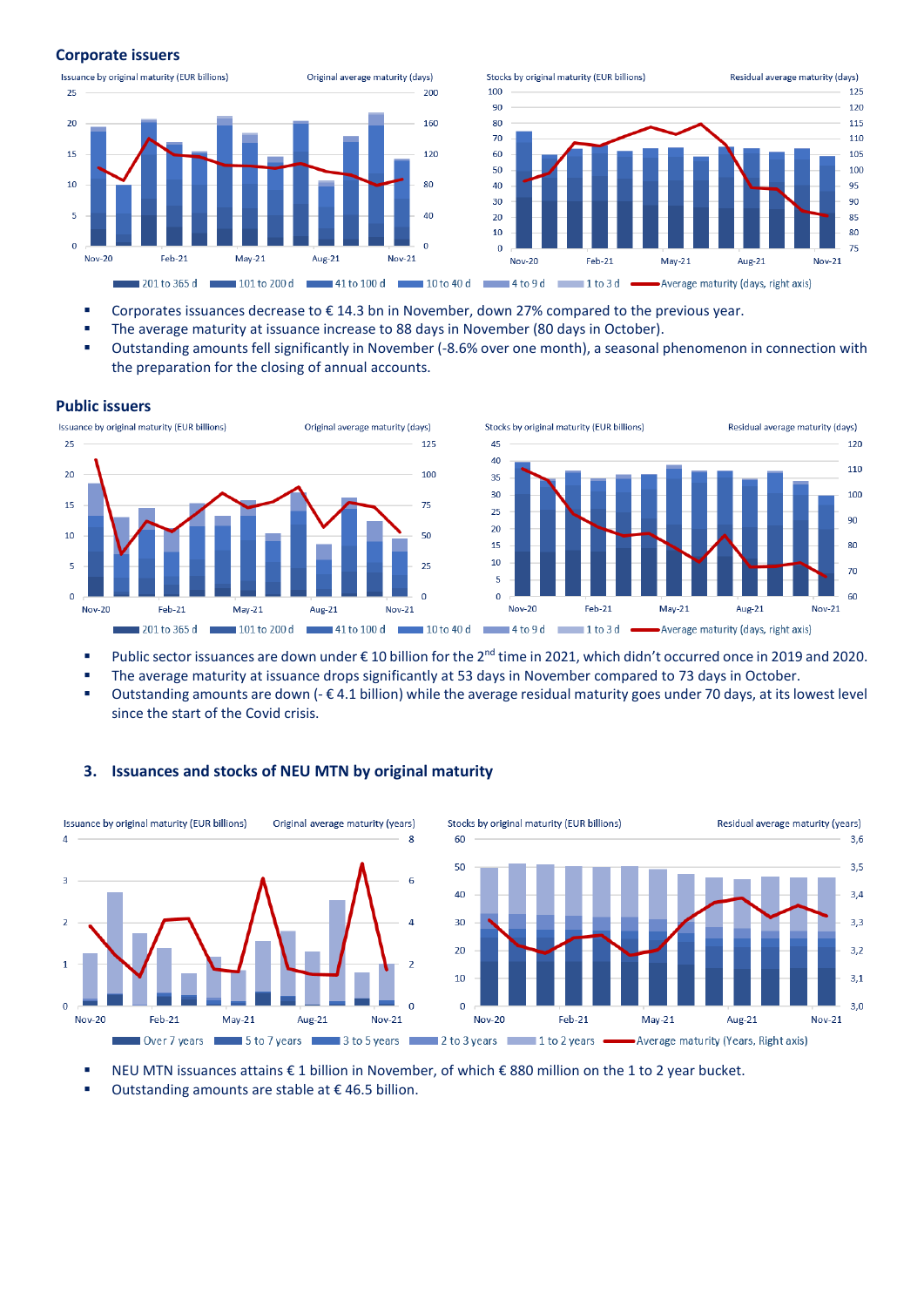### Corporate issuers

- Corporates issuances decrease to € 14.3 bn in November, down 27% compared to the previous year.
- The average maturity at issuance increase to 88 days in November (80 days in October).
- Outstanding amounts fell significantly in November (-8.6% over one month), a seasonal phenomenon in connection with the preparation for the closing of annual accounts.

### Public issuers

- Public sector issuances are down under € 10 billion for the 2nd time in 2021, which didn't occurred once in 2019 and 2020.
- The average maturity at issuance drops significantly at 53 days in November compared to 73 days in October.
- Outstanding amounts are down (- € 4.1 billion) while the average residual maturity goes under 70 days, at its lowest level since the start of the Covid crisis.

## 3. Issuances and stocks of NEU MTN by original maturity

- NEU MTN issuances attains € 1 billion in November, of which € 880 million on the 1 to 2 year bucket.
- Outstanding amounts are stable at € 46.5 billion.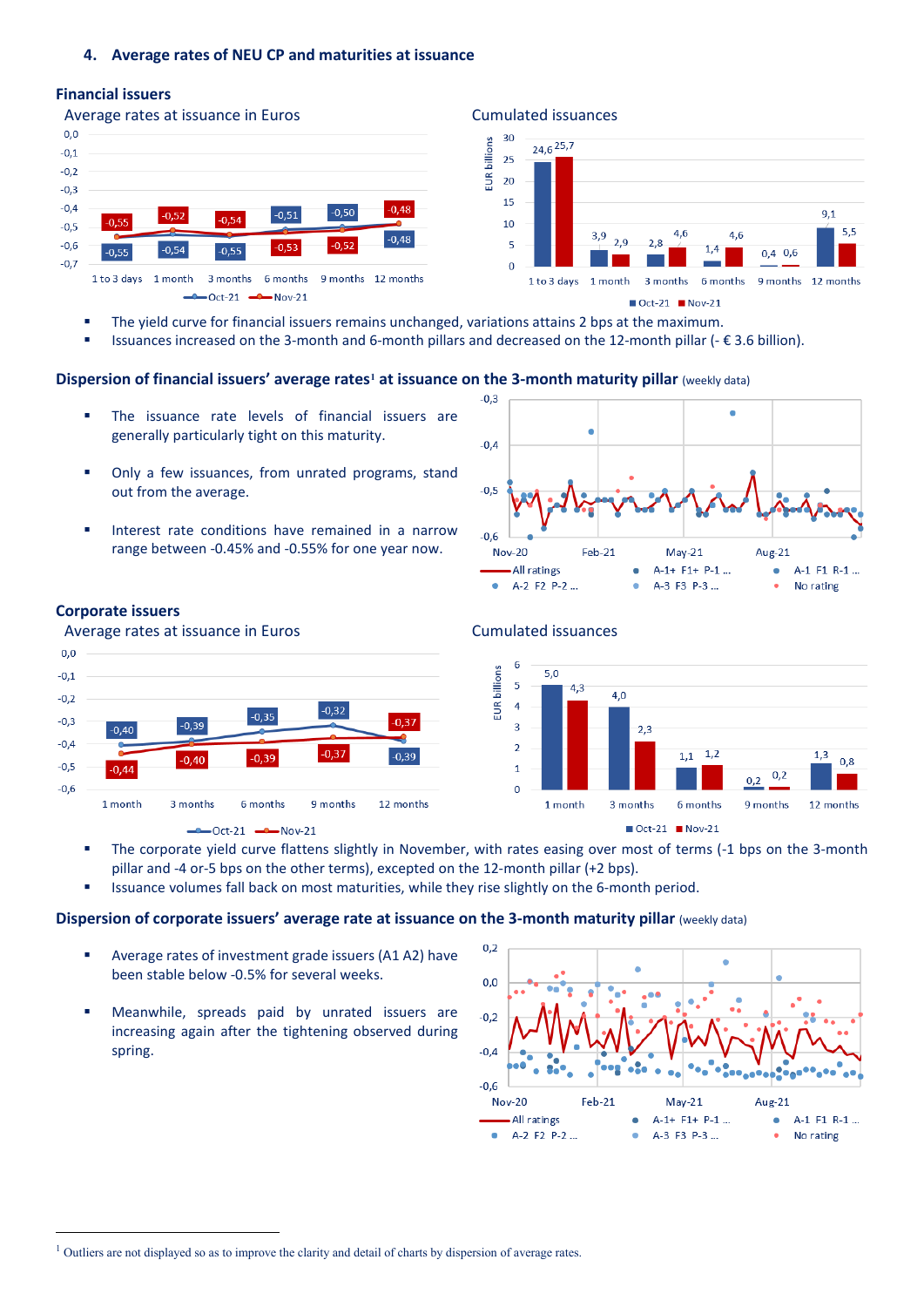## 4. Average rates of NEU CP and maturities at issuance

### Financial issuers

Average rates at issuance in Euros

| | 1 to 3 days | 1 month | 3 months | 6 months | 9 months | 12 months |
|---|---|---|---|---|---|---|
| Oct-21 | -0,55 | -0,54 | -0,55 | -0,51 | -0,50 | -0,48 |
| Nov-21 | -0,55 | -0,52 | -0,54 | -0,53 | -0,52 | -0,48 |

Cumulated issuances (EUR billions)

| | 1 to 3 days | 1 month | 3 months | 6 months | 9 months | 12 months |
|---|---|---|---|---|---|---|
| Oct-21 | 24,6 | 3,9 | 2,8 | 1,4 | 0,4 | 9,1 |
| Nov-21 | 25,7 | 2,9 | 4,6 | 4,6 | 0,6 | 5,5 |

- The yield curve for financial issuers remains unchanged, variations attains 2 bps at the maximum.
- Issuances increased on the 3-month and 6-month pillars and decreased on the 12-month pillar (- € 3.6 billion).

### Dispersion of financial issuers' average rates[1] at issuance on the 3-month maturity pillar (weekly data)

- The issuance rate levels of financial issuers are generally particularly tight on this maturity.
- Only a few issuances, from unrated programs, stand out from the average.
- Interest rate conditions have remained in a narrow range between -0.45% and -0.55% for one year now.

### Corporate issuers

Average rates at issuance in Euros

| | 1 month | 3 months | 6 months | 9 months | 12 months |
|---|---|---|---|---|---|
| Oct-21 | -0,40 | -0,39 | -0,35 | -0,32 | -0,39 |
| Nov-21 | -0,44 | -0,40 | -0,39 | -0,37 | -0,37 |

Cumulated issuances (EUR billions)

| | 1 month | 3 months | 6 months | 9 months | 12 months |
|---|---|---|---|---|---|
| Oct-21 | 5,0 | 4,0 | 1,1 | 0,2 | 1,3 |
| Nov-21 | 4,3 | 2,3 | 1,2 | 0,2 | 0,8 |

- The corporate yield curve flattens slightly in November, with rates easing over most of terms (-1 bps on the 3-month pillar and -4 or-5 bps on the other terms), excepted on the 12-month pillar (+2 bps).
- Issuance volumes fall back on most maturities, while they rise slightly on the 6-month period.

### Dispersion of corporate issuers' average rate at issuance on the 3-month maturity pillar (weekly data)

- Average rates of investment grade issuers (A1 A2) have been stable below -0.5% for several weeks.
- Meanwhile, spreads paid by unrated issuers are increasing again after the tightening observed during spring.

---

[1] Outliers are not displayed so as to improve the clarity and detail of charts by dispersion of average rates.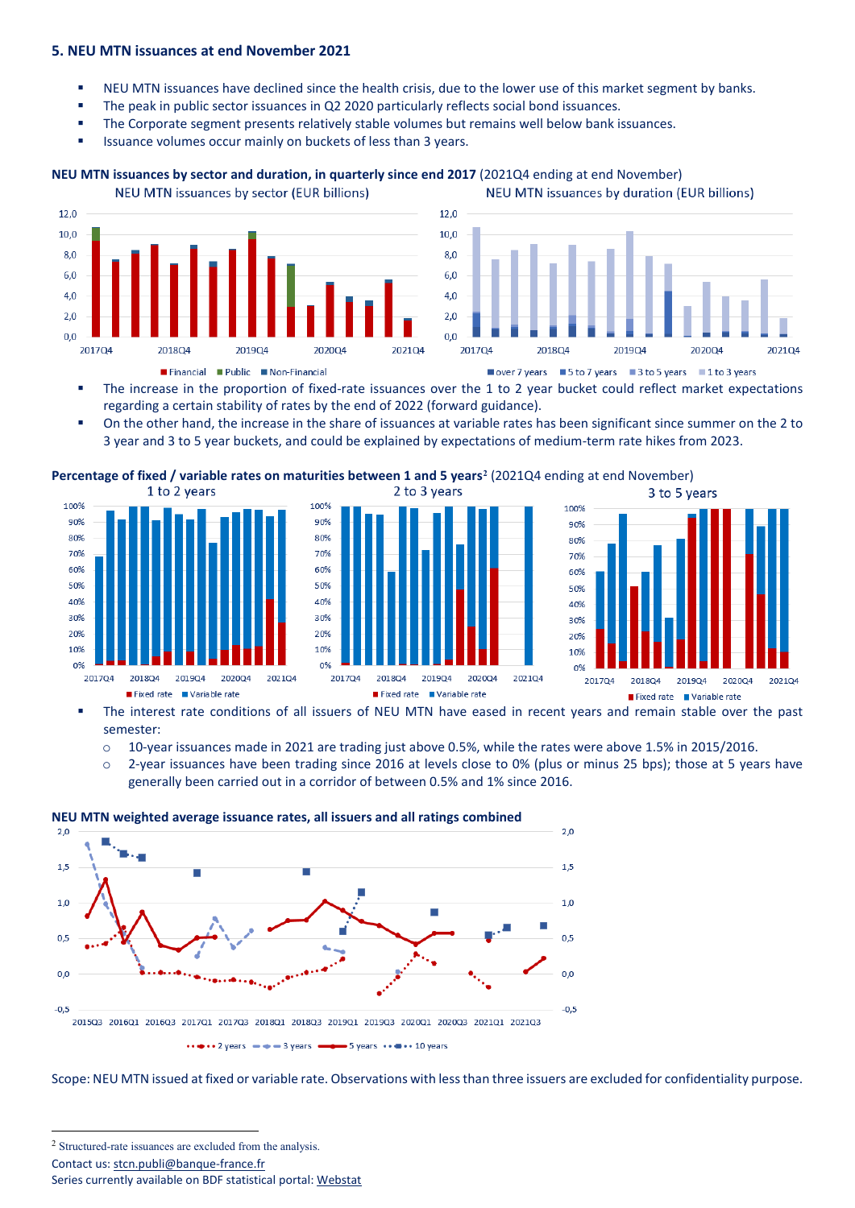## 5. NEU MTN issuances at end November 2021

- NEU MTN issuances have declined since the health crisis, due to the lower use of this market segment by banks.
- The peak in public sector issuances in Q2 2020 particularly reflects social bond issuances.
- The Corporate segment presents relatively stable volumes but remains well below bank issuances.
- Issuance volumes occur mainly on buckets of less than 3 years.

**NEU MTN issuances by sector and duration, in quarterly since end 2017** (2021Q4 ending at end November)

NEU MTN issuances by sector (EUR billions)

12,0
10,0
8,0
6,0
4,0
2,0
0,0

2017Q4 2018Q4 2019Q4 2020Q4 2021Q4

Financial Public Non-Financial

NEU MTN issuances by duration (EUR billions)

12,0
10,0
8,0
6,0
4,0
2,0
0,0

2017Q4 2018Q4 2019Q4 2020Q4 2021Q4

over 7 years 5 to 7 years 3 to 5 years 1 to 3 years

- The increase in the proportion of fixed-rate issuances over the 1 to 2 year bucket could reflect market expectations regarding a certain stability of rates by the end of 2022 (forward guidance).
- On the other hand, the increase in the share of issuances at variable rates has been significant since summer on the 2 to 3 year and 3 to 5 year buckets, and could be explained by expectations of medium-term rate hikes from 2023.

**Percentage of fixed / variable rates on maturities between 1 and 5 years**[2] (2021Q4 ending at end November)

1 to 2 years

100% 90% 80% 70% 60% 50% 40% 30% 20% 10% 0%

2017Q4 2018Q4 2019Q4 2020Q4 2021Q4

Fixed rate Variable rate

2 to 3 years

100% 90% 80% 70% 60% 50% 40% 30% 20% 10% 0%

2017Q4 2018Q4 2019Q4 2020Q4 2021Q4

Fixed rate Variable rate

3 to 5 years

100% 90% 80% 70% 60% 50% 40% 30% 20% 10% 0%

2017Q4 2018Q4 2019Q4 2020Q4 2021Q4

Fixed rate Variable rate

- The interest rate conditions of all issuers of NEU MTN have eased in recent years and remain stable over the past semester:
  - 10-year issuances made in 2021 are trading just above 0.5%, while the rates were above 1.5% in 2015/2016.
  - 2-year issuances have been trading since 2016 at levels close to 0% (plus or minus 25 bps); those at 5 years have generally been carried out in a corridor of between 0.5% and 1% since 2016.

**NEU MTN weighted average issuance rates, all issuers and all ratings combined**

2,0 1,5 1,0 0,5 0,0 -0,5

2015Q3 2016Q1 2016Q3 2017Q1 2017Q3 2018Q1 2018Q3 2019Q1 2019Q3 2020Q1 2020Q3 2021Q1 2021Q3

2 years 3 years 5 years 10 years

Scope: NEU MTN issued at fixed or variable rate. Observations with less than three issuers are excluded for confidentiality purpose.

[2] Structured-rate issuances are excluded from the analysis.

Contact us: stcn.publi@banque-france.fr

Series currently available on BDF statistical portal: Webstat